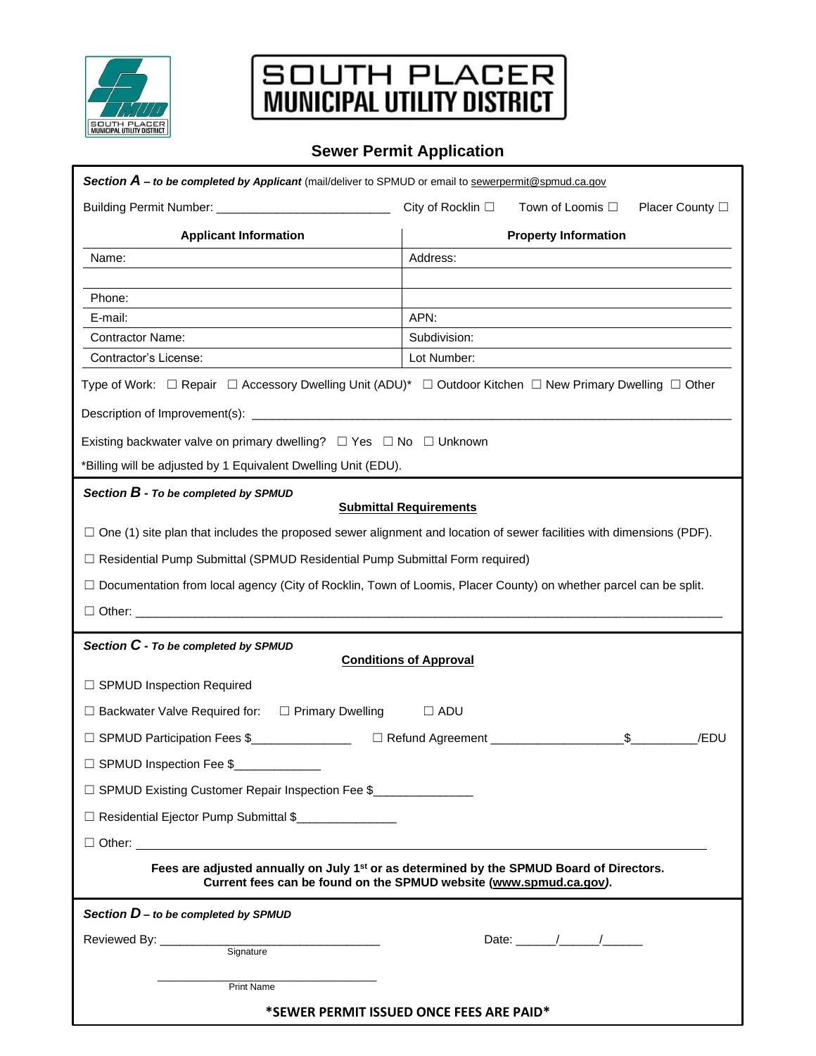# SOUTH PLACER MUNICIPAL UTILITY DISTRICT

## Sewer Permit Application

***Section A – to be completed by Applicant*** (mail/deliver to SPMUD or email to sewerpermit@spmud.ca.gov

Building Permit Number: ________________________ City of Rocklin ☐ Town of Loomis ☐ Placer County ☐

| **Applicant Information** | **Property Information** |
|---|---|
| Name: | Address: |
| | |
| Phone: | |
| E-mail: | APN: |
| Contractor Name: | Subdivision: |
| Contractor's License: | Lot Number: |

Type of Work: ☐ Repair ☐ Accessory Dwelling Unit (ADU)* ☐ Outdoor Kitchen ☐ New Primary Dwelling ☐ Other

Description of Improvement(s): ____________________________________________________________

Existing backwater valve on primary dwelling? ☐ Yes ☐ No ☐ Unknown

*Billing will be adjusted by 1 Equivalent Dwelling Unit (EDU).

***Section B - To be completed by SPMUD***

**Submittal Requirements**

☐ One (1) site plan that includes the proposed sewer alignment and location of sewer facilities with dimensions (PDF).

☐ Residential Pump Submittal (SPMUD Residential Pump Submittal Form required)

☐ Documentation from local agency (City of Rocklin, Town of Loomis, Placer County) on whether parcel can be split.

☐ Other: ____________________________________________________________

***Section C - To be completed by SPMUD***

**Conditions of Approval**

☐ SPMUD Inspection Required

☐ Backwater Valve Required for: ☐ Primary Dwelling ☐ ADU

☐ SPMUD Participation Fees $______________ ☐ Refund Agreement __________________$_________/EDU

☐ SPMUD Inspection Fee $____________

☐ SPMUD Existing Customer Repair Inspection Fee $______________

☐ Residential Ejector Pump Submittal $______________

☐ Other: ____________________________________________________________

**Fees are adjusted annually on July 1st or as determined by the SPMUD Board of Directors.**
**Current fees can be found on the SPMUD website (www.spmud.ca.gov).**

***Section D – to be completed by SPMUD***

Reviewed By: ________________________________ Date: ______/______/______
Signature

________________________________
Print Name

**\*SEWER PERMIT ISSUED ONCE FEES ARE PAID\***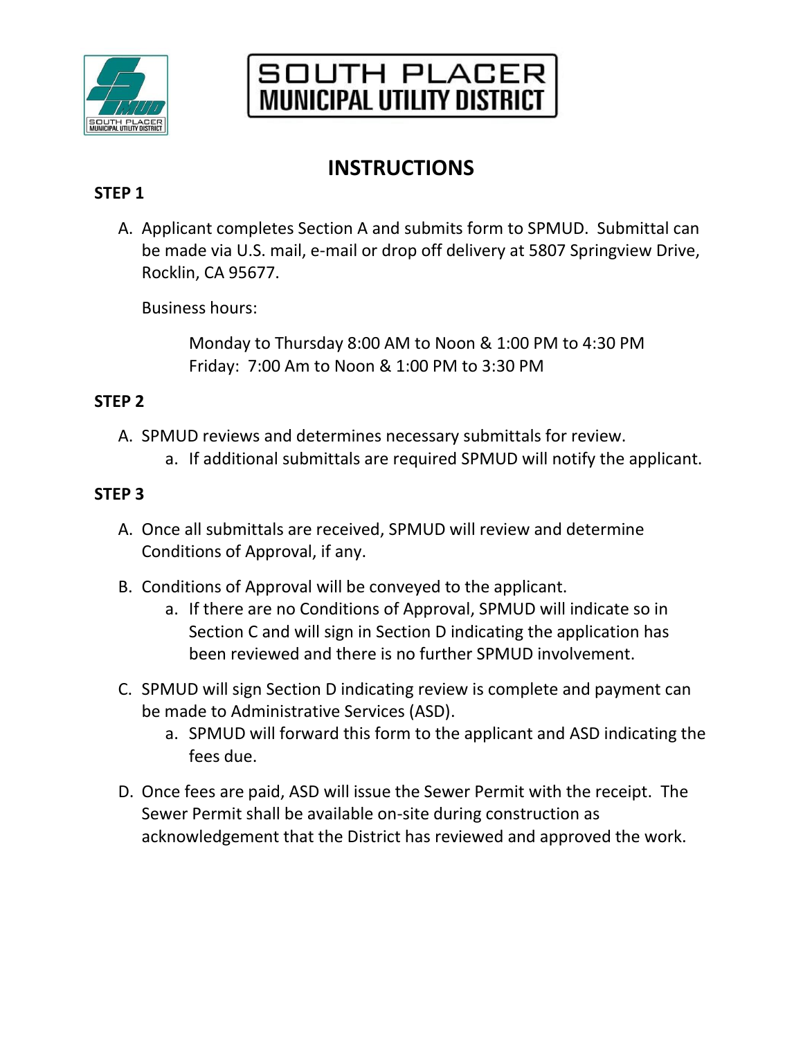SOUTH PLACER
MUNICIPAL UTILITY DISTRICT

# INSTRUCTIONS

**STEP 1**

A. Applicant completes Section A and submits form to SPMUD. Submittal can be made via U.S. mail, e-mail or drop off delivery at 5807 Springview Drive, Rocklin, CA 95677.

   Business hours:

   Monday to Thursday 8:00 AM to Noon & 1:00 PM to 4:30 PM
   Friday: 7:00 Am to Noon & 1:00 PM to 3:30 PM

**STEP 2**

A. SPMUD reviews and determines necessary submittals for review.
   a. If additional submittals are required SPMUD will notify the applicant.

**STEP 3**

A. Once all submittals are received, SPMUD will review and determine Conditions of Approval, if any.

B. Conditions of Approval will be conveyed to the applicant.
   a. If there are no Conditions of Approval, SPMUD will indicate so in Section C and will sign in Section D indicating the application has been reviewed and there is no further SPMUD involvement.

C. SPMUD will sign Section D indicating review is complete and payment can be made to Administrative Services (ASD).
   a. SPMUD will forward this form to the applicant and ASD indicating the fees due.

D. Once fees are paid, ASD will issue the Sewer Permit with the receipt. The Sewer Permit shall be available on-site during construction as acknowledgement that the District has reviewed and approved the work.